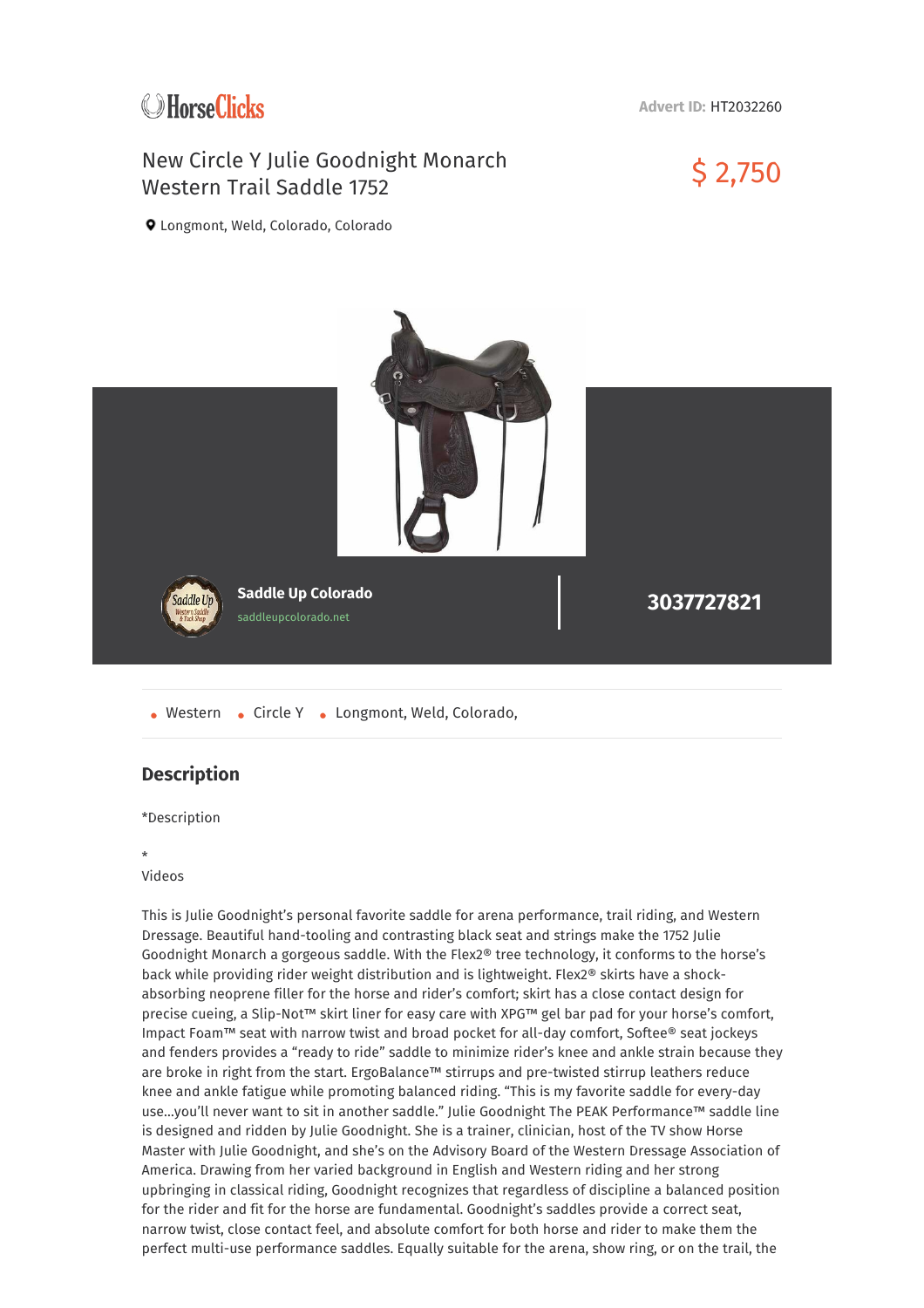HorseClicks

Advert ID: HT2032260

# New Circle Y Julie Goodnight Monarch Western Trail Saddle 1752

$ 2,750

Longmont, Weld, Colorado, Colorado

**Saddle Up Colorado**

saddleupcolorado.net

**3037727821**

- Western
- Circle Y
- Longmont, Weld, Colorado,

## Description

*Description

*
Videos

This is Julie Goodnight's personal favorite saddle for arena performance, trail riding, and Western Dressage. Beautiful hand-tooling and contrasting black seat and strings make the 1752 Julie Goodnight Monarch a gorgeous saddle. With the Flex2® tree technology, it conforms to the horse's back while providing rider weight distribution and is lightweight. Flex2® skirts have a shock-absorbing neoprene filler for the horse and rider's comfort; skirt has a close contact design for precise cueing, a Slip-Not™ skirt liner for easy care with XPG™ gel bar pad for your horse's comfort, Impact Foam™ seat with narrow twist and broad pocket for all-day comfort, Softee® seat jockeys and fenders provides a "ready to ride" saddle to minimize rider's knee and ankle strain because they are broke in right from the start. ErgoBalance™ stirrups and pre-twisted stirrup leathers reduce knee and ankle fatigue while promoting balanced riding. "This is my favorite saddle for every-day use...you'll never want to sit in another saddle." Julie Goodnight The PEAK Performance™ saddle line is designed and ridden by Julie Goodnight. She is a trainer, clinician, host of the TV show Horse Master with Julie Goodnight, and she's on the Advisory Board of the Western Dressage Association of America. Drawing from her varied background in English and Western riding and her strong upbringing in classical riding, Goodnight recognizes that regardless of discipline a balanced position for the rider and fit for the horse are fundamental. Goodnight's saddles provide a correct seat, narrow twist, close contact feel, and absolute comfort for both horse and rider to make them the perfect multi-use performance saddles. Equally suitable for the arena, show ring, or on the trail, the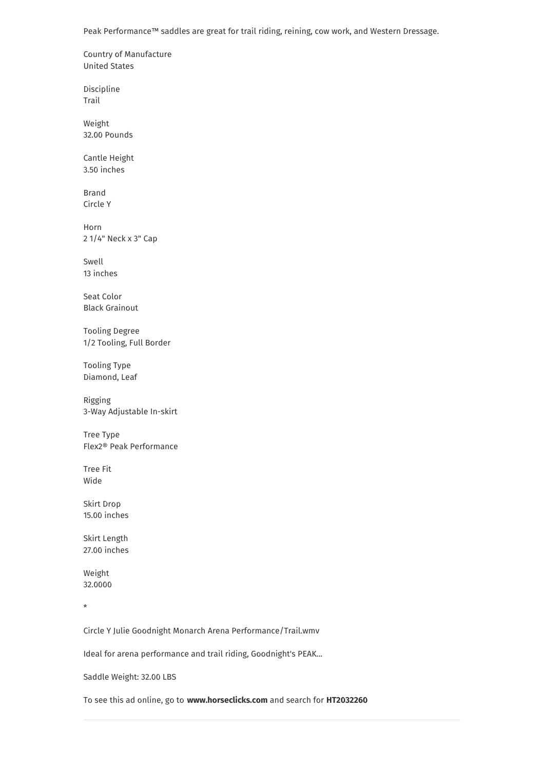Peak Performance™ saddles are great for trail riding, reining, cow work, and Western Dressage.

Country of Manufacture
United States

Discipline
Trail

Weight
32.00 Pounds

Cantle Height
3.50 inches

Brand
Circle Y

Horn
2 1/4" Neck x 3" Cap

Swell
13 inches

Seat Color
Black Grainout

Tooling Degree
1/2 Tooling, Full Border

Tooling Type
Diamond, Leaf

Rigging
3-Way Adjustable In-skirt

Tree Type
Flex2® Peak Performance

Tree Fit
Wide

Skirt Drop
15.00 inches

Skirt Length
27.00 inches

Weight
32.0000

*

Circle Y Julie Goodnight Monarch Arena Performance/Trail.wmv

Ideal for arena performance and trail riding, Goodnight's PEAK...

Saddle Weight: 32.00 LBS

To see this ad online, go to **www.horseclicks.com** and search for **HT2032260**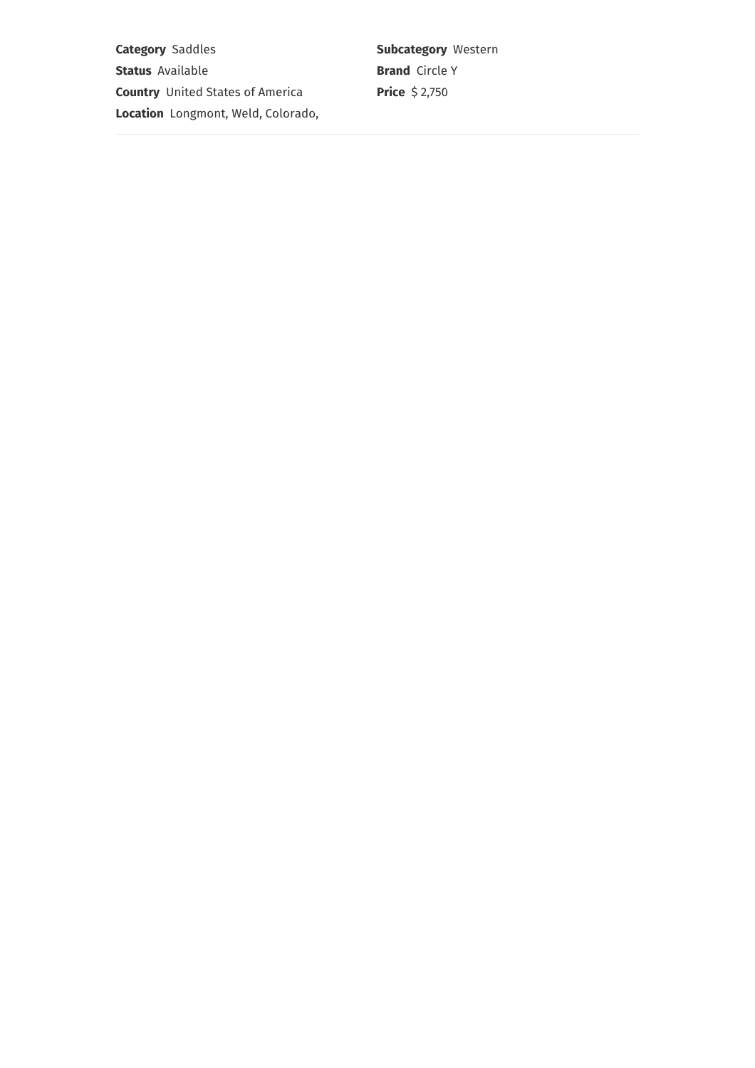**Category** Saddles

**Status** Available

**Country** United States of America

**Location** Longmont, Weld, Colorado,

**Subcategory** Western

**Brand** Circle Y

**Price** $ 2,750

---